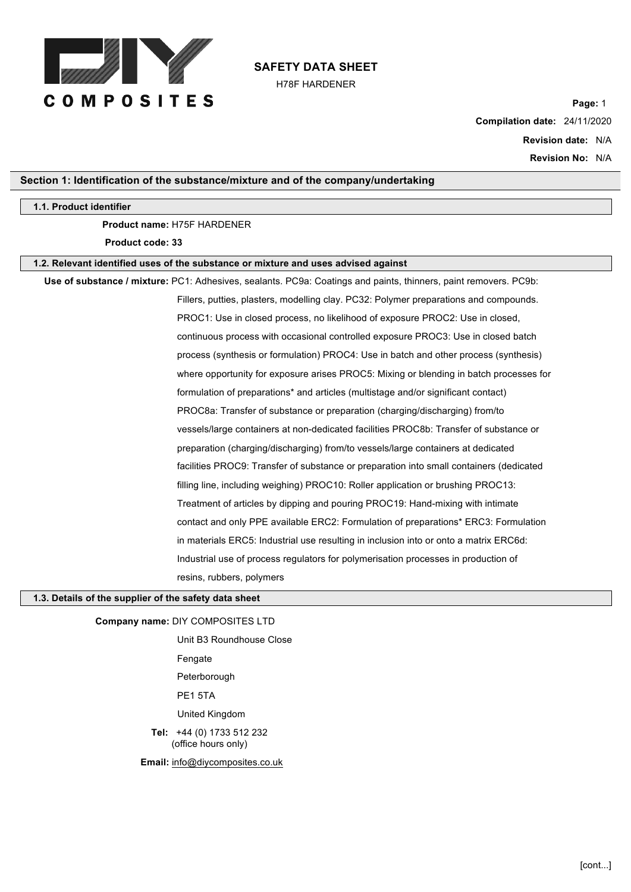# SAFETY DATA SHEET

H78F HARDENER

**Compilation date:** 24/11/2020

**Revision date:** N/A

**Revision No:** N/A

## Section 1: Identification of the substance/mixture and of the company/undertaking

### 1.1. Product identifier

**Product name:** H75F HARDENER

**Product code:** 33

### 1.2. Relevant identified uses of the substance or mixture and uses advised against

**Use of substance / mixture:** PC1: Adhesives, sealants. PC9a: Coatings and paints, thinners, paint removers. PC9b: Fillers, putties, plasters, modelling clay. PC32: Polymer preparations and compounds. PROC1: Use in closed process, no likelihood of exposure PROC2: Use in closed, continuous process with occasional controlled exposure PROC3: Use in closed batch process (synthesis or formulation) PROC4: Use in batch and other process (synthesis) where opportunity for exposure arises PROC5: Mixing or blending in batch processes for formulation of preparations* and articles (multistage and/or significant contact) PROC8a: Transfer of substance or preparation (charging/discharging) from/to vessels/large containers at non-dedicated facilities PROC8b: Transfer of substance or preparation (charging/discharging) from/to vessels/large containers at dedicated facilities PROC9: Transfer of substance or preparation into small containers (dedicated filling line, including weighing) PROC10: Roller application or brushing PROC13: Treatment of articles by dipping and pouring PROC19: Hand-mixing with intimate contact and only PPE available ERC2: Formulation of preparations* ERC3: Formulation in materials ERC5: Industrial use resulting in inclusion into or onto a matrix ERC6d: Industrial use of process regulators for polymerisation processes in production of resins, rubbers, polymers

### 1.3. Details of the supplier of the safety data sheet

**Company name:** DIY COMPOSITES LTD

Unit B3 Roundhouse Close

Fengate

Peterborough

PE1 5TA

United Kingdom

**Tel:** +44 (0) 1733 512 232 (office hours only)

**Email:** info@diycomposites.co.uk

[cont...]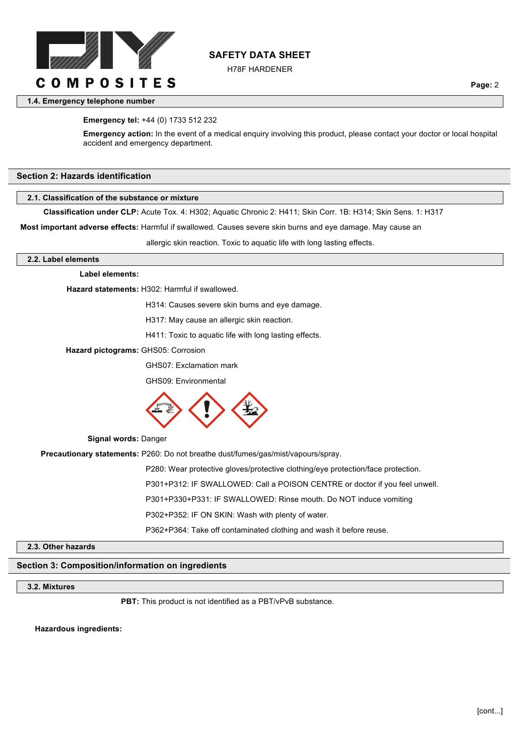### 1.4. Emergency telephone number

**Emergency tel:** +44 (0) 1733 512 232

**Emergency action:** In the event of a medical enquiry involving this product, please contact your doctor or local hospital accident and emergency department.

## Section 2: Hazards identification

### 2.1. Classification of the substance or mixture

**Classification under CLP:** Acute Tox. 4: H302; Aquatic Chronic 2: H411; Skin Corr. 1B: H314; Skin Sens. 1: H317

**Most important adverse effects:** Harmful if swallowed. Causes severe skin burns and eye damage. May cause an allergic skin reaction. Toxic to aquatic life with long lasting effects.

### 2.2. Label elements

**Label elements:**

**Hazard statements:** H302: Harmful if swallowed.

H314: Causes severe skin burns and eye damage.

H317: May cause an allergic skin reaction.

H411: Toxic to aquatic life with long lasting effects.

**Hazard pictograms:** GHS05: Corrosion

GHS07: Exclamation mark

GHS09: Environmental

**Signal words:** Danger

**Precautionary statements:** P260: Do not breathe dust/fumes/gas/mist/vapours/spray.

P280: Wear protective gloves/protective clothing/eye protection/face protection.

P301+P312: IF SWALLOWED: Call a POISON CENTRE or doctor if you feel unwell.

P301+P330+P331: IF SWALLOWED: Rinse mouth. Do NOT induce vomiting

P302+P352: IF ON SKIN: Wash with plenty of water.

P362+P364: Take off contaminated clothing and wash it before reuse.

### 2.3. Other hazards

## Section 3: Composition/information on ingredients

### 3.2. Mixtures

**PBT:** This product is not identified as a PBT/vPvB substance.

**Hazardous ingredients:**

[cont...]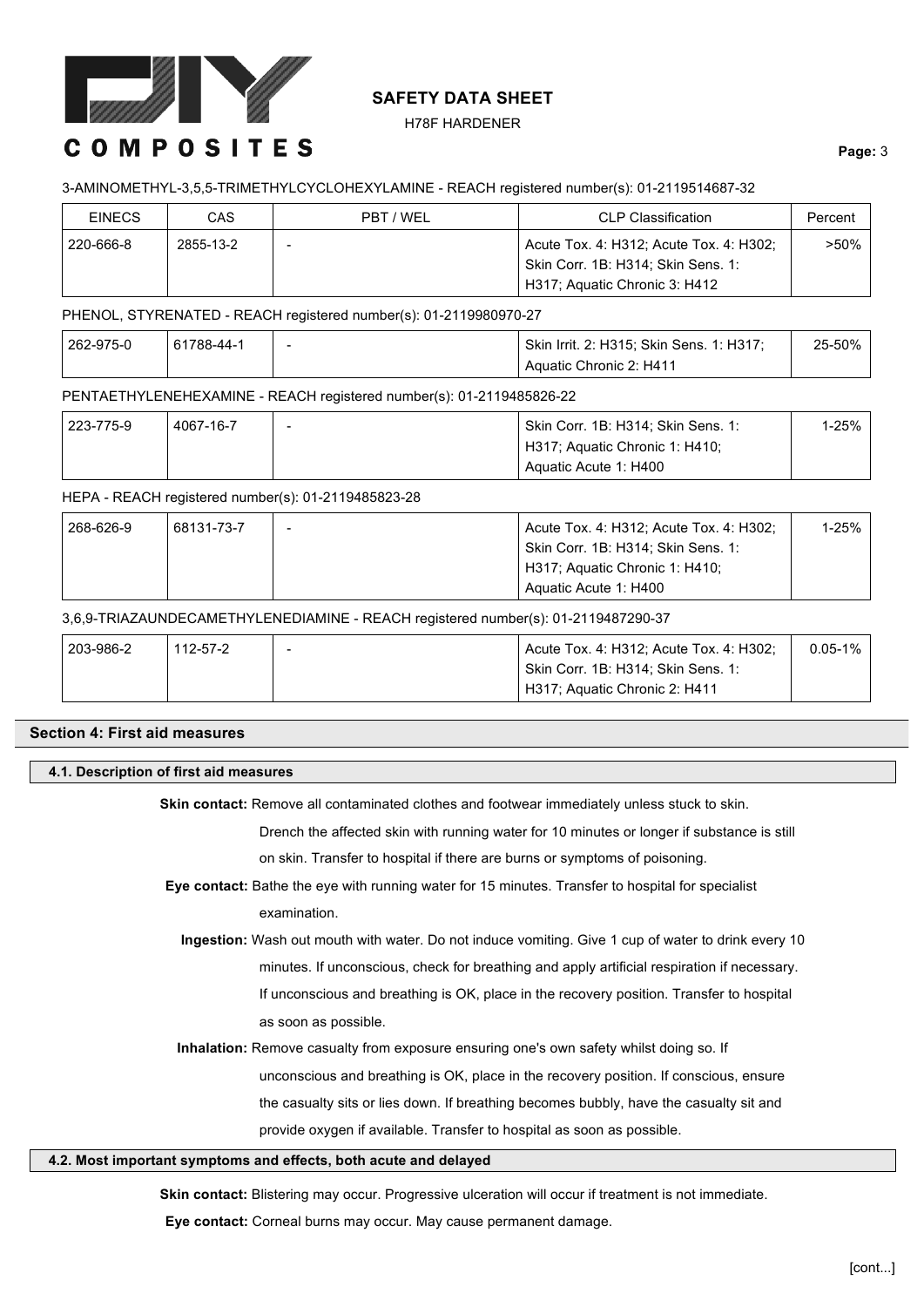3-AMINOMETHYL-3,5,5-TRIMETHYLCYCLOHEXYLAMINE - REACH registered number(s): 01-2119514687-32

| EINECS | CAS | PBT / WEL | CLP Classification | Percent |
|---|---|---|---|---|
| 220-666-8 | 2855-13-2 | - | Acute Tox. 4: H312; Acute Tox. 4: H302; Skin Corr. 1B: H314; Skin Sens. 1: H317; Aquatic Chronic 3: H412 | >50% |

PHENOL, STYRENATED - REACH registered number(s): 01-2119980970-27

| EINECS | CAS | PBT / WEL | CLP Classification | Percent |
|---|---|---|---|---|
| 262-975-0 | 61788-44-1 | - | Skin Irrit. 2: H315; Skin Sens. 1: H317; Aquatic Chronic 2: H411 | 25-50% |

PENTAETHYLENEHEXAMINE - REACH registered number(s): 01-2119485826-22

| EINECS | CAS | PBT / WEL | CLP Classification | Percent |
|---|---|---|---|---|
| 223-775-9 | 4067-16-7 | - | Skin Corr. 1B: H314; Skin Sens. 1: H317; Aquatic Chronic 1: H410; Aquatic Acute 1: H400 | 1-25% |

HEPA - REACH registered number(s): 01-2119485823-28

| EINECS | CAS | PBT / WEL | CLP Classification | Percent |
|---|---|---|---|---|
| 268-626-9 | 68131-73-7 | - | Acute Tox. 4: H312; Acute Tox. 4: H302; Skin Corr. 1B: H314; Skin Sens. 1: H317; Aquatic Chronic 1: H410; Aquatic Acute 1: H400 | 1-25% |

3,6,9-TRIAZAUNDECAMETHYLENEDIAMINE - REACH registered number(s): 01-2119487290-37

| EINECS | CAS | PBT / WEL | CLP Classification | Percent |
|---|---|---|---|---|
| 203-986-2 | 112-57-2 | - | Acute Tox. 4: H312; Acute Tox. 4: H302; Skin Corr. 1B: H314; Skin Sens. 1: H317; Aquatic Chronic 2: H411 | 0.05-1% |

## Section 4: First aid measures

### 4.1. Description of first aid measures

**Skin contact:** Remove all contaminated clothes and footwear immediately unless stuck to skin. Drench the affected skin with running water for 10 minutes or longer if substance is still on skin. Transfer to hospital if there are burns or symptoms of poisoning.

**Eye contact:** Bathe the eye with running water for 15 minutes. Transfer to hospital for specialist examination.

**Ingestion:** Wash out mouth with water. Do not induce vomiting. Give 1 cup of water to drink every 10 minutes. If unconscious, check for breathing and apply artificial respiration if necessary. If unconscious and breathing is OK, place in the recovery position. Transfer to hospital as soon as possible.

**Inhalation:** Remove casualty from exposure ensuring one's own safety whilst doing so. If unconscious and breathing is OK, place in the recovery position. If conscious, ensure the casualty sits or lies down. If breathing becomes bubbly, have the casualty sit and provide oxygen if available. Transfer to hospital as soon as possible.

### 4.2. Most important symptoms and effects, both acute and delayed

**Skin contact:** Blistering may occur. Progressive ulceration will occur if treatment is not immediate.

**Eye contact:** Corneal burns may occur. May cause permanent damage.

[cont...]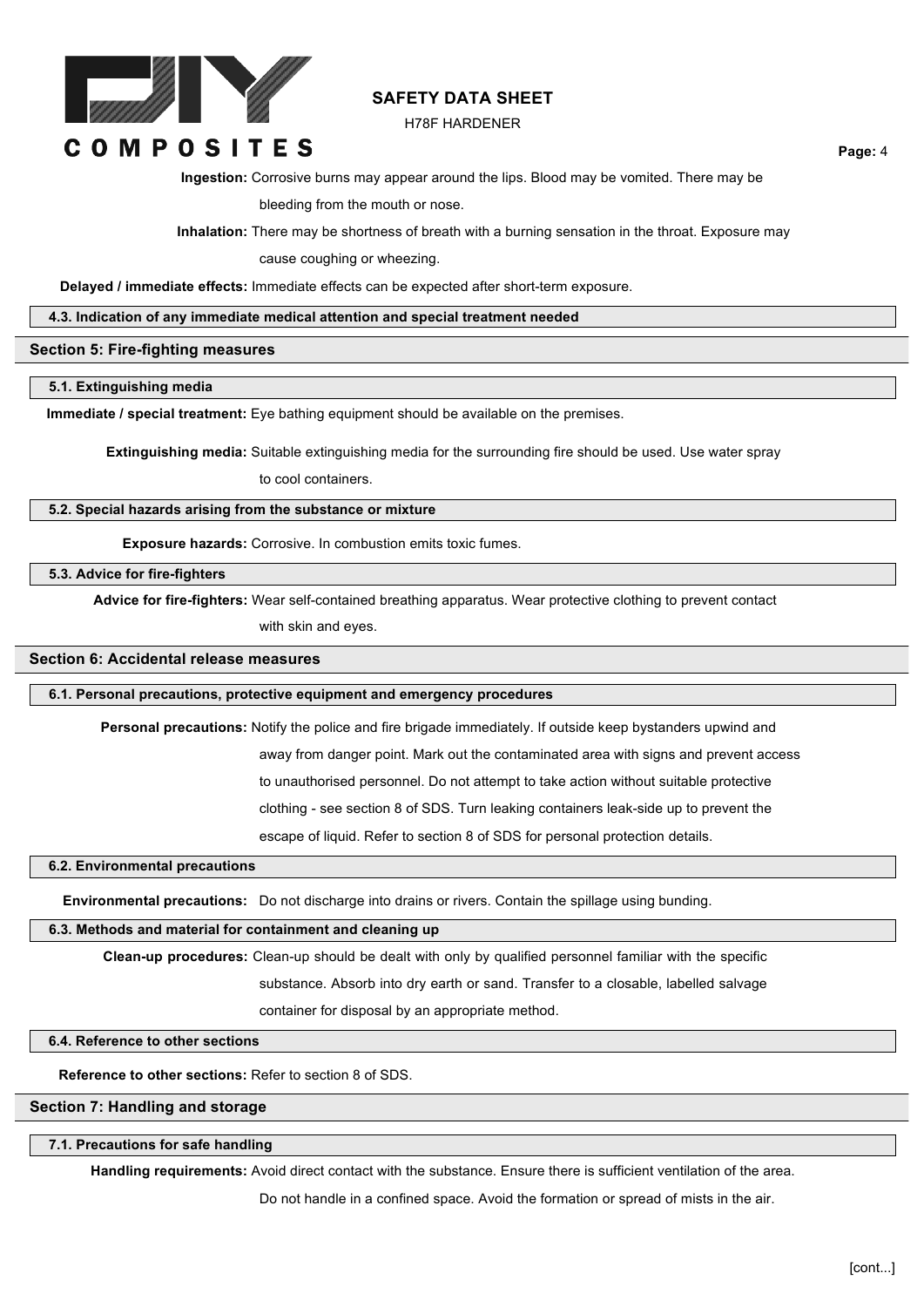**Ingestion:** Corrosive burns may appear around the lips. Blood may be vomited. There may be bleeding from the mouth or nose.

**Inhalation:** There may be shortness of breath with a burning sensation in the throat. Exposure may cause coughing or wheezing.

**Delayed / immediate effects:** Immediate effects can be expected after short-term exposure.

### 4.3. Indication of any immediate medical attention and special treatment needed

## Section 5: Fire-fighting measures

### 5.1. Extinguishing media

**Immediate / special treatment:** Eye bathing equipment should be available on the premises.

**Extinguishing media:** Suitable extinguishing media for the surrounding fire should be used. Use water spray to cool containers.

### 5.2. Special hazards arising from the substance or mixture

**Exposure hazards:** Corrosive. In combustion emits toxic fumes.

### 5.3. Advice for fire-fighters

**Advice for fire-fighters:** Wear self-contained breathing apparatus. Wear protective clothing to prevent contact with skin and eyes.

## Section 6: Accidental release measures

### 6.1. Personal precautions, protective equipment and emergency procedures

**Personal precautions:** Notify the police and fire brigade immediately. If outside keep bystanders upwind and away from danger point. Mark out the contaminated area with signs and prevent access to unauthorised personnel. Do not attempt to take action without suitable protective clothing - see section 8 of SDS. Turn leaking containers leak-side up to prevent the escape of liquid. Refer to section 8 of SDS for personal protection details.

### 6.2. Environmental precautions

**Environmental precautions:** Do not discharge into drains or rivers. Contain the spillage using bunding.

### 6.3. Methods and material for containment and cleaning up

**Clean-up procedures:** Clean-up should be dealt with only by qualified personnel familiar with the specific substance. Absorb into dry earth or sand. Transfer to a closable, labelled salvage container for disposal by an appropriate method.

### 6.4. Reference to other sections

**Reference to other sections:** Refer to section 8 of SDS.

## Section 7: Handling and storage

### 7.1. Precautions for safe handling

**Handling requirements:** Avoid direct contact with the substance. Ensure there is sufficient ventilation of the area. Do not handle in a confined space. Avoid the formation or spread of mists in the air.

[cont...]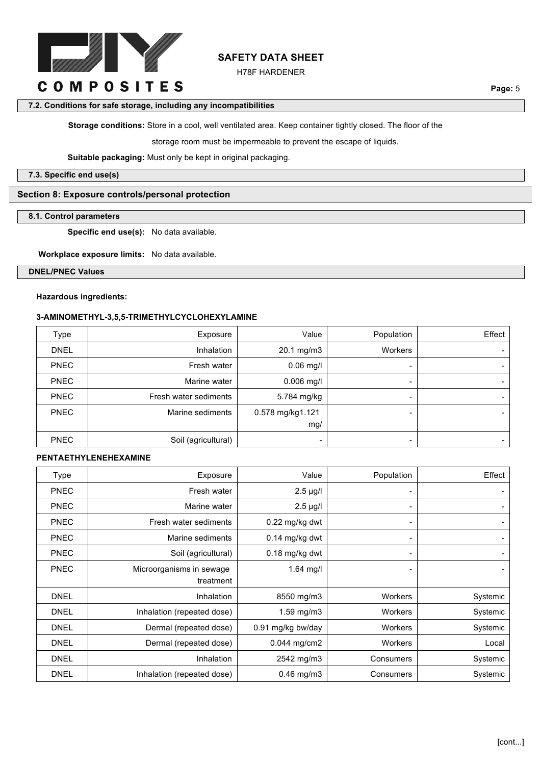### 7.2. Conditions for safe storage, including any incompatibilities

**Storage conditions:** Store in a cool, well ventilated area. Keep container tightly closed. The floor of the storage room must be impermeable to prevent the escape of liquids.

**Suitable packaging:** Must only be kept in original packaging.

### 7.3. Specific end use(s)

## Section 8: Exposure controls/personal protection

### 8.1. Control parameters

**Specific end use(s):** No data available.

**Workplace exposure limits:** No data available.

### DNEL/PNEC Values

**Hazardous ingredients:**

**3-AMINOMETHYL-3,5,5-TRIMETHYLCYCLOHEXYLAMINE**

| Type | Exposure | Value | Population | Effect |
|---|---|---|---|---|
| DNEL | Inhalation | 20.1 mg/m3 | Workers | - |
| PNEC | Fresh water | 0.06 mg/l | - | - |
| PNEC | Marine water | 0.006 mg/l | - | - |
| PNEC | Fresh water sediments | 5.784 mg/kg | - | - |
| PNEC | Marine sediments | 0.578 mg/kg1.121 mg/ | - | - |
| PNEC | Soil (agricultural) | - | - | - |

**PENTAETHYLENEHEXAMINE**

| Type | Exposure | Value | Population | Effect |
|---|---|---|---|---|
| PNEC | Fresh water | 2.5 µg/l | - | - |
| PNEC | Marine water | 2.5 µg/l | - | - |
| PNEC | Fresh water sediments | 0.22 mg/kg dwt | - | - |
| PNEC | Marine sediments | 0.14 mg/kg dwt | - | - |
| PNEC | Soil (agricultural) | 0.18 mg/kg dwt | - | - |
| PNEC | Microorganisms in sewage treatment | 1.64 mg/l | - | - |
| DNEL | Inhalation | 8550 mg/m3 | Workers | Systemic |
| DNEL | Inhalation (repeated dose) | 1.59 mg/m3 | Workers | Systemic |
| DNEL | Dermal (repeated dose) | 0.91 mg/kg bw/day | Workers | Systemic |
| DNEL | Dermal (repeated dose) | 0.044 mg/cm2 | Workers | Local |
| DNEL | Inhalation | 2542 mg/m3 | Consumers | Systemic |
| DNEL | Inhalation (repeated dose) | 0.46 mg/m3 | Consumers | Systemic |

[cont...]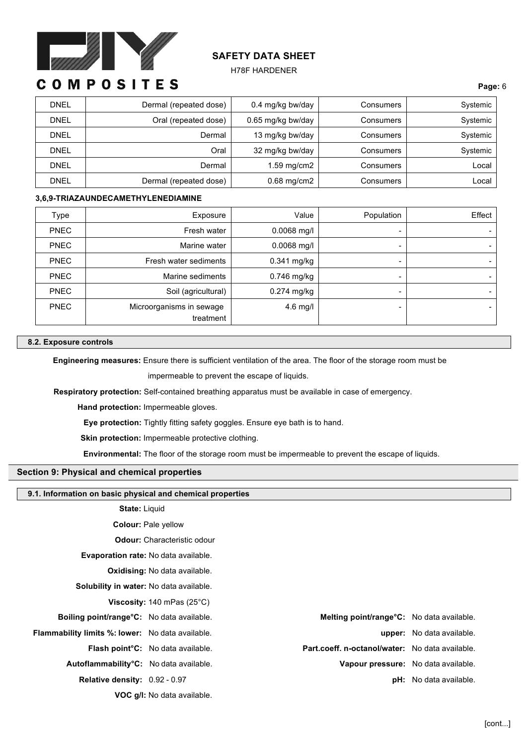| DNEL | Dermal (repeated dose) | 0.4 mg/kg bw/day | Consumers | Systemic |
|---|---|---|---|---|
| DNEL | Oral (repeated dose) | 0.65 mg/kg bw/day | Consumers | Systemic |
| DNEL | Dermal | 13 mg/kg bw/day | Consumers | Systemic |
| DNEL | Oral | 32 mg/kg bw/day | Consumers | Systemic |
| DNEL | Dermal | 1.59 mg/cm2 | Consumers | Local |
| DNEL | Dermal (repeated dose) | 0.68 mg/cm2 | Consumers | Local |

**3,6,9-TRIAZAUNDECAMETHYLENEDIAMINE**

| Type | Exposure | Value | Population | Effect |
|---|---|---|---|---|
| PNEC | Fresh water | 0.0068 mg/l | - | - |
| PNEC | Marine water | 0.0068 mg/l | - | - |
| PNEC | Fresh water sediments | 0.341 mg/kg | - | - |
| PNEC | Marine sediments | 0.746 mg/kg | - | - |
| PNEC | Soil (agricultural) | 0.274 mg/kg | - | - |
| PNEC | Microorganisms in sewage treatment | 4.6 mg/l | - | - |

### 8.2. Exposure controls

**Engineering measures:** Ensure there is sufficient ventilation of the area. The floor of the storage room must be impermeable to prevent the escape of liquids.

**Respiratory protection:** Self-contained breathing apparatus must be available in case of emergency.

**Hand protection:** Impermeable gloves.

**Eye protection:** Tightly fitting safety goggles. Ensure eye bath is to hand.

**Skin protection:** Impermeable protective clothing.

**Environmental:** The floor of the storage room must be impermeable to prevent the escape of liquids.

## Section 9: Physical and chemical properties

### 9.1. Information on basic physical and chemical properties

**State:** Liquid

**Colour:** Pale yellow

**Odour:** Characteristic odour

**Evaporation rate:** No data available.

**Oxidising:** No data available.

**Solubility in water:** No data available.

**Viscosity:** 140 mPas (25°C)

**Boiling point/range°C:** No data available.

**Melting point/range°C:** No data available.

**Flammability limits %: lower:** No data available.

**upper:** No data available.

**Flash point°C:** No data available.

**Part.coeff. n-octanol/water:** No data available.

**Autoflammability°C:** No data available.

**Vapour pressure:** No data available.

**Relative density:** 0.92 - 0.97

**pH:** No data available.

**VOC g/l:** No data available.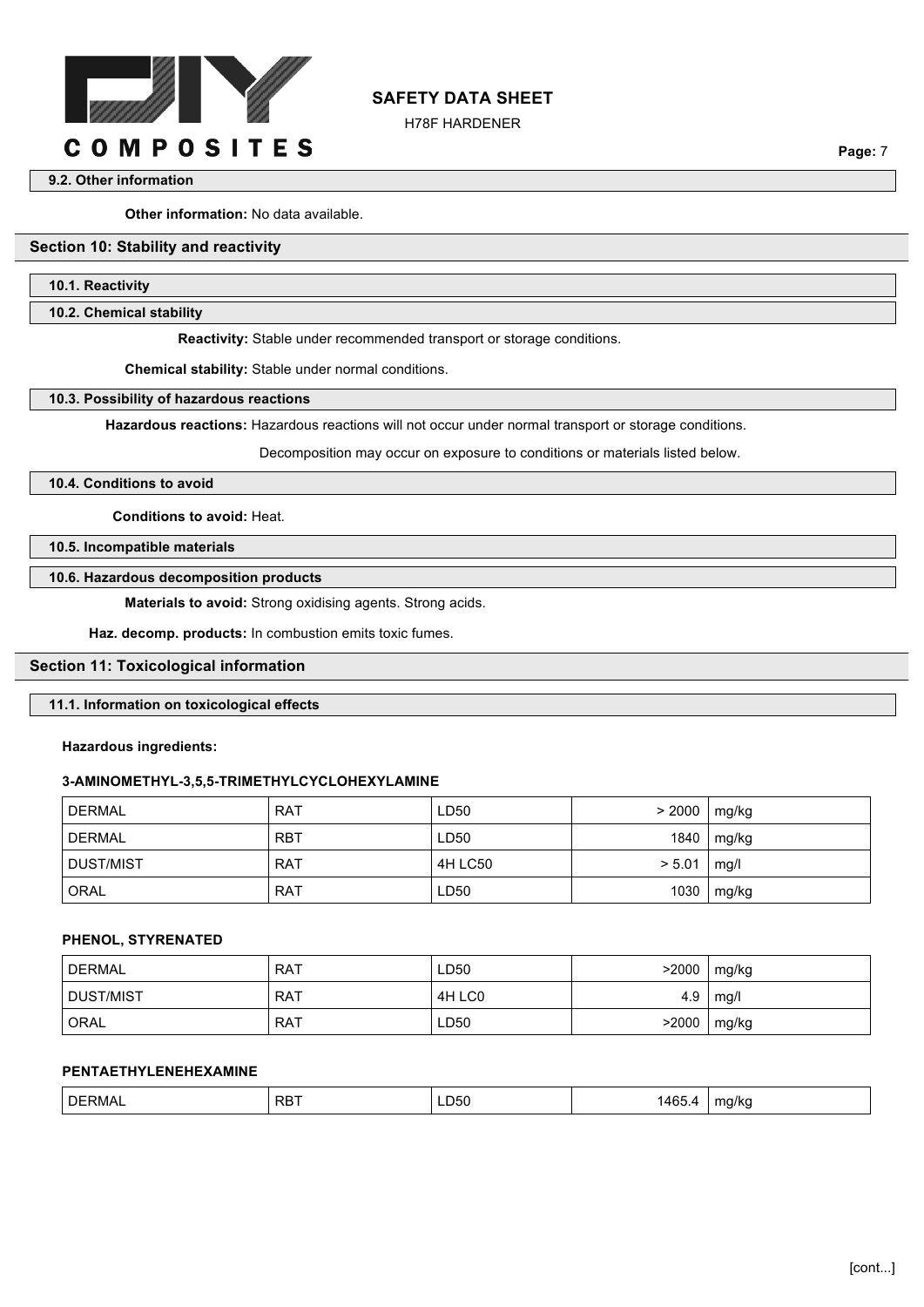### 9.2. Other information

**Other information:** No data available.

## Section 10: Stability and reactivity

### 10.1. Reactivity

### 10.2. Chemical stability

**Reactivity:** Stable under recommended transport or storage conditions.

**Chemical stability:** Stable under normal conditions.

### 10.3. Possibility of hazardous reactions

**Hazardous reactions:** Hazardous reactions will not occur under normal transport or storage conditions.

Decomposition may occur on exposure to conditions or materials listed below.

### 10.4. Conditions to avoid

**Conditions to avoid:** Heat.

### 10.5. Incompatible materials

### 10.6. Hazardous decomposition products

**Materials to avoid:** Strong oxidising agents. Strong acids.

**Haz. decomp. products:** In combustion emits toxic fumes.

## Section 11: Toxicological information

### 11.1. Information on toxicological effects

**Hazardous ingredients:**

**3-AMINOMETHYL-3,5,5-TRIMETHYLCYCLOHEXYLAMINE**

| | | | | |
|---|---|---|---|---|
| DERMAL | RAT | LD50 | > 2000 | mg/kg |
| DERMAL | RBT | LD50 | 1840 | mg/kg |
| DUST/MIST | RAT | 4H LC50 | > 5.01 | mg/l |
| ORAL | RAT | LD50 | 1030 | mg/kg |

**PHENOL, STYRENATED**

| | | | | |
|---|---|---|---|---|
| DERMAL | RAT | LD50 | >2000 | mg/kg |
| DUST/MIST | RAT | 4H LC0 | 4.9 | mg/l |
| ORAL | RAT | LD50 | >2000 | mg/kg |

**PENTAETHYLENEHEXAMINE**

| | | | | |
|---|---|---|---|---|
| DERMAL | RBT | LD50 | 1465.4 | mg/kg |

[cont...]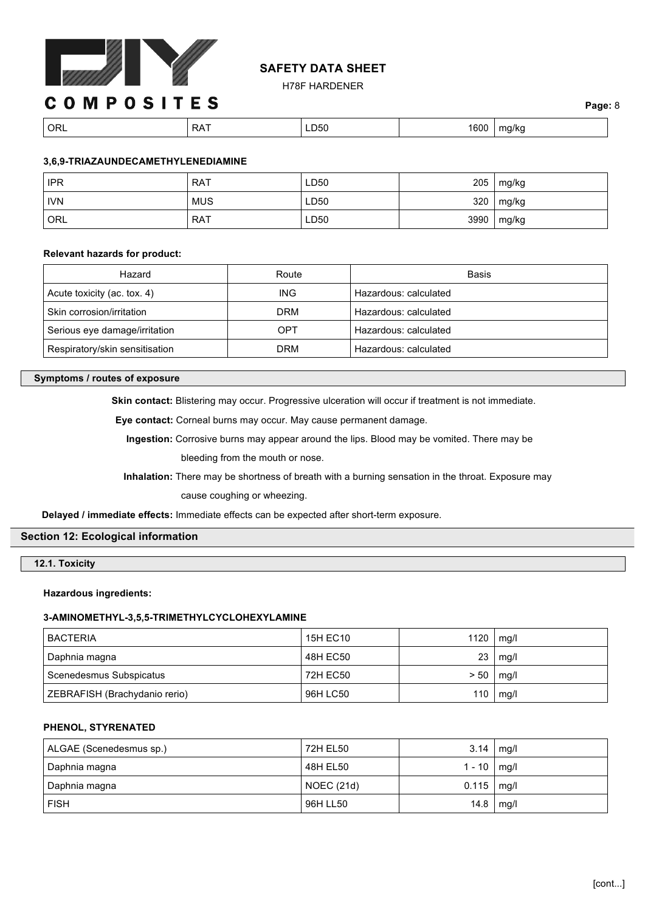| ORL | RAT | LD50 | 1600 | mg/kg |
|---|---|---|---|---|

**3,6,9-TRIAZAUNDECAMETHYLENEDIAMINE**

| IPR | RAT | LD50 | 205 | mg/kg |
|---|---|---|---|---|
| IVN | MUS | LD50 | 320 | mg/kg |
| ORL | RAT | LD50 | 3990 | mg/kg |

**Relevant hazards for product:**

| Hazard | Route | Basis |
|---|---|---|
| Acute toxicity (ac. tox. 4) | ING | Hazardous: calculated |
| Skin corrosion/irritation | DRM | Hazardous: calculated |
| Serious eye damage/irritation | OPT | Hazardous: calculated |
| Respiratory/skin sensitisation | DRM | Hazardous: calculated |

**Symptoms / routes of exposure**

**Skin contact:** Blistering may occur. Progressive ulceration will occur if treatment is not immediate.

**Eye contact:** Corneal burns may occur. May cause permanent damage.

**Ingestion:** Corrosive burns may appear around the lips. Blood may be vomited. There may be bleeding from the mouth or nose.

**Inhalation:** There may be shortness of breath with a burning sensation in the throat. Exposure may cause coughing or wheezing.

**Delayed / immediate effects:** Immediate effects can be expected after short-term exposure.

## Section 12: Ecological information

### 12.1. Toxicity

**Hazardous ingredients:**

**3-AMINOMETHYL-3,5,5-TRIMETHYLCYCLOHEXYLAMINE**

| BACTERIA | 15H EC10 | 1120 | mg/l |
|---|---|---|---|
| Daphnia magna | 48H EC50 | 23 | mg/l |
| Scenedesmus Subspicatus | 72H EC50 | > 50 | mg/l |
| ZEBRAFISH (Brachydanio rerio) | 96H LC50 | 110 | mg/l |

**PHENOL, STYRENATED**

| ALGAE (Scenedesmus sp.) | 72H EL50 | 3.14 | mg/l |
|---|---|---|---|
| Daphnia magna | 48H EL50 | 1 - 10 | mg/l |
| Daphnia magna | NOEC (21d) | 0.115 | mg/l |
| FISH | 96H LL50 | 14.8 | mg/l |

[cont...]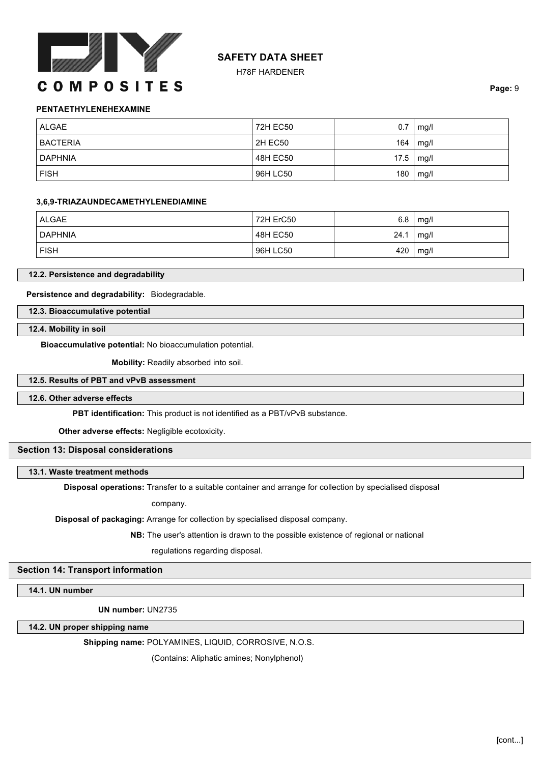**PENTAETHYLENEHEXAMINE**

| | | | |
|---|---|---|---|
| ALGAE | 72H EC50 | 0.7 | mg/l |
| BACTERIA | 2H EC50 | 164 | mg/l |
| DAPHNIA | 48H EC50 | 17.5 | mg/l |
| FISH | 96H LC50 | 180 | mg/l |

**3,6,9-TRIAZAUNDECAMETHYLENEDIAMINE**

| | | | |
|---|---|---|---|
| ALGAE | 72H ErC50 | 6.8 | mg/l |
| DAPHNIA | 48H EC50 | 24.1 | mg/l |
| FISH | 96H LC50 | 420 | mg/l |

### 12.2. Persistence and degradability

**Persistence and degradability:** Biodegradable.

### 12.3. Bioaccumulative potential

### 12.4. Mobility in soil

**Bioaccumulative potential:** No bioaccumulation potential.

**Mobility:** Readily absorbed into soil.

### 12.5. Results of PBT and vPvB assessment

### 12.6. Other adverse effects

**PBT identification:** This product is not identified as a PBT/vPvB substance.

**Other adverse effects:** Negligible ecotoxicity.

## Section 13: Disposal considerations

### 13.1. Waste treatment methods

**Disposal operations:** Transfer to a suitable container and arrange for collection by specialised disposal company.

**Disposal of packaging:** Arrange for collection by specialised disposal company.

**NB:** The user's attention is drawn to the possible existence of regional or national regulations regarding disposal.

## Section 14: Transport information

### 14.1. UN number

**UN number:** UN2735

### 14.2. UN proper shipping name

**Shipping name:** POLYAMINES, LIQUID, CORROSIVE, N.O.S.

(Contains: Aliphatic amines; Nonylphenol)

[cont...]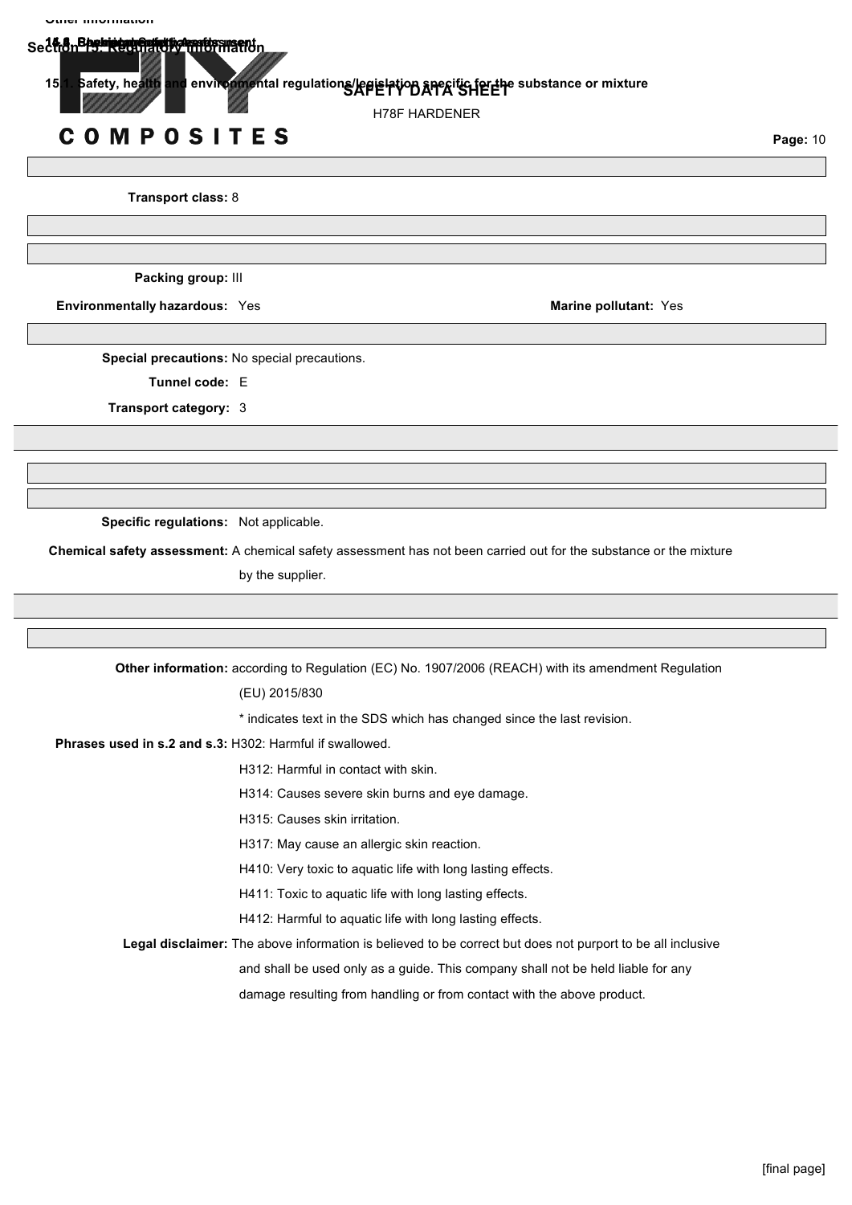Transport class: 8

Packing group: III

Environmentally hazardous: Yes

Marine pollutant: Yes

Special precautions: No special precautions.

Tunnel code: E

Transport category: 3

## Section 15: Regulatory information

### 15.1. Safety, health and environmental regulations/legislation specific for the substance or mixture

Specific regulations: Not applicable.

### 15.2. Chemical Safety Assessment

Chemical safety assessment: A chemical safety assessment has not been carried out for the substance or the mixture by the supplier.

## Section 16: Other information

### Other information

Other information: according to Regulation (EC) No. 1907/2006 (REACH) with its amendment Regulation (EU) 2015/830

* indicates text in the SDS which has changed since the last revision.

Phrases used in s.2 and s.3: H302: Harmful if swallowed.

H312: Harmful in contact with skin.

H314: Causes severe skin burns and eye damage.

H315: Causes skin irritation.

H317: May cause an allergic skin reaction.

H410: Very toxic to aquatic life with long lasting effects.

H411: Toxic to aquatic life with long lasting effects.

H412: Harmful to aquatic life with long lasting effects.

Legal disclaimer: The above information is believed to be correct but does not purport to be all inclusive and shall be used only as a guide. This company shall not be held liable for any damage resulting from handling or from contact with the above product.

[final page]